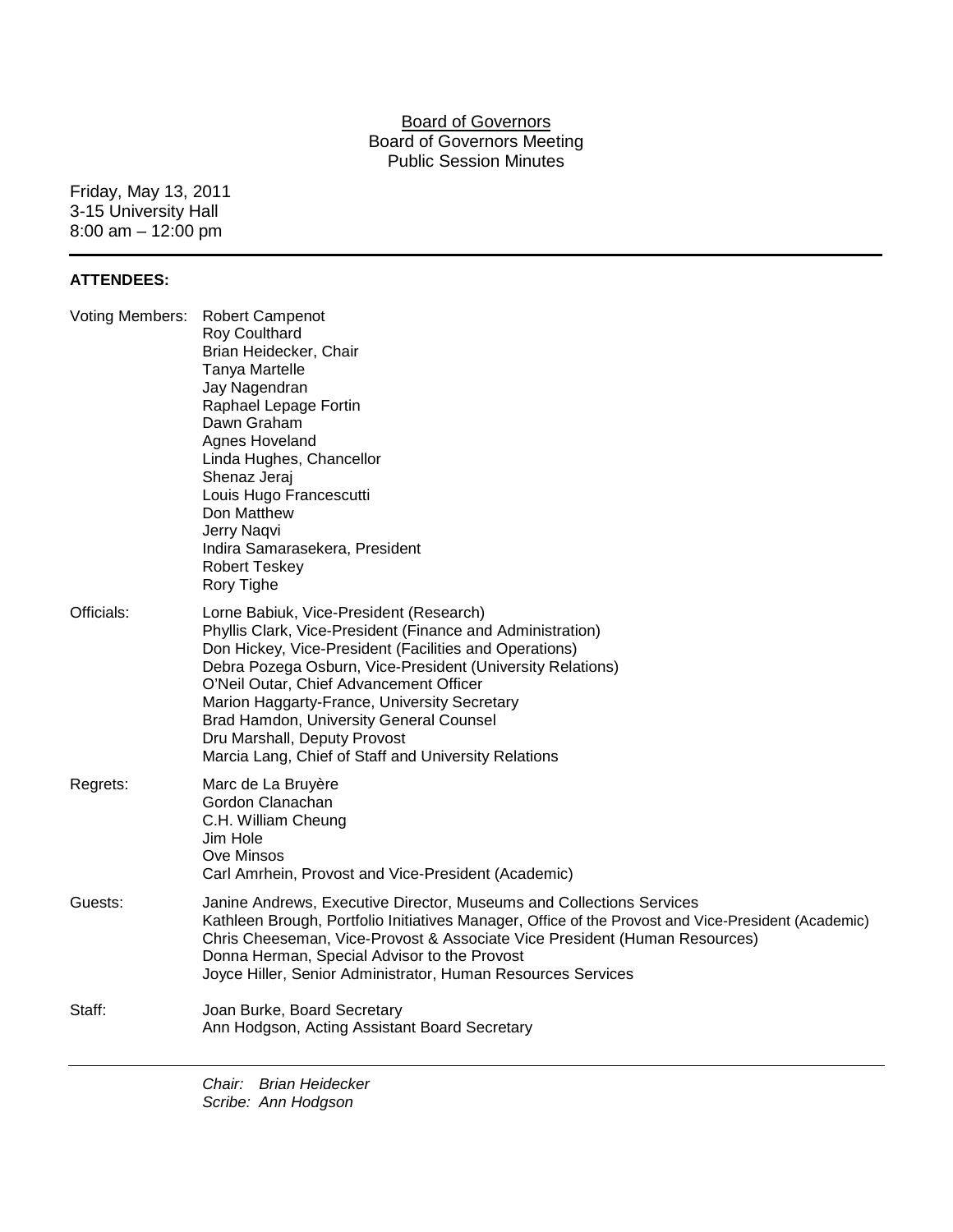<u>Board of Governors</u>
Board of Governors Meeting
Public Session Minutes

Friday, May 13, 2011
3-15 University Hall
8:00 am – 12:00 pm

---

**ATTENDEES:**

| | |
|---|---|
| Voting Members: | Robert Campenot<br>Roy Coulthard<br>Brian Heidecker, Chair<br>Tanya Martelle<br>Jay Nagendran<br>Raphael Lepage Fortin<br>Dawn Graham<br>Agnes Hoveland<br>Linda Hughes, Chancellor<br>Shenaz Jeraj<br>Louis Hugo Francescutti<br>Don Matthew<br>Jerry Naqvi<br>Indira Samarasekera, President<br>Robert Teskey<br>Rory Tighe |
| Officials: | Lorne Babiuk, Vice-President (Research)<br>Phyllis Clark, Vice-President (Finance and Administration)<br>Don Hickey, Vice-President (Facilities and Operations)<br>Debra Pozega Osburn, Vice-President (University Relations)<br>O'Neil Outar, Chief Advancement Officer<br>Marion Haggarty-France, University Secretary<br>Brad Hamdon, University General Counsel<br>Dru Marshall, Deputy Provost<br>Marcia Lang, Chief of Staff and University Relations |
| Regrets: | Marc de La Bruyère<br>Gordon Clanachan<br>C.H. William Cheung<br>Jim Hole<br>Ove Minsos<br>Carl Amrhein, Provost and Vice-President (Academic) |
| Guests: | Janine Andrews, Executive Director, Museums and Collections Services<br>Kathleen Brough, Portfolio Initiatives Manager, Office of the Provost and Vice-President (Academic)<br>Chris Cheeseman, Vice-Provost & Associate Vice President (Human Resources)<br>Donna Herman, Special Advisor to the Provost<br>Joyce Hiller, Senior Administrator, Human Resources Services |
| Staff: | Joan Burke, Board Secretary<br>Ann Hodgson, Acting Assistant Board Secretary |

---

*Chair: Brian Heidecker*
*Scribe: Ann Hodgson*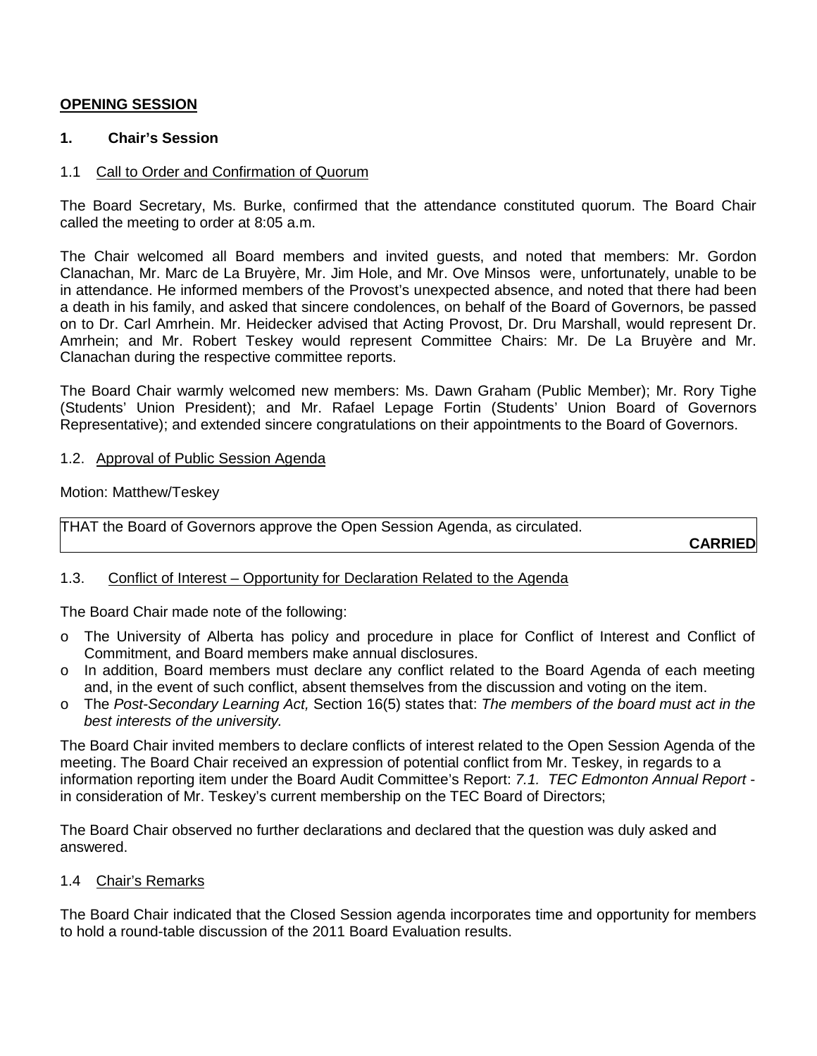## OPENING SESSION

### 1. Chair's Session

1.1 Call to Order and Confirmation of Quorum

The Board Secretary, Ms. Burke, confirmed that the attendance constituted quorum. The Board Chair called the meeting to order at 8:05 a.m.

The Chair welcomed all Board members and invited guests, and noted that members: Mr. Gordon Clanachan, Mr. Marc de La Bruyère, Mr. Jim Hole, and Mr. Ove Minsos were, unfortunately, unable to be in attendance. He informed members of the Provost's unexpected absence, and noted that there had been a death in his family, and asked that sincere condolences, on behalf of the Board of Governors, be passed on to Dr. Carl Amrhein. Mr. Heidecker advised that Acting Provost, Dr. Dru Marshall, would represent Dr. Amrhein; and Mr. Robert Teskey would represent Committee Chairs: Mr. De La Bruyère and Mr. Clanachan during the respective committee reports.

The Board Chair warmly welcomed new members: Ms. Dawn Graham (Public Member); Mr. Rory Tighe (Students' Union President); and Mr. Rafael Lepage Fortin (Students' Union Board of Governors Representative); and extended sincere congratulations on their appointments to the Board of Governors.

1.2. Approval of Public Session Agenda

Motion: Matthew/Teskey

| THAT the Board of Governors approve the Open Session Agenda, as circulated. **CARRIED** |
|---|

1.3. Conflict of Interest – Opportunity for Declaration Related to the Agenda

The Board Chair made note of the following:

- The University of Alberta has policy and procedure in place for Conflict of Interest and Conflict of Commitment, and Board members make annual disclosures.
- In addition, Board members must declare any conflict related to the Board Agenda of each meeting and, in the event of such conflict, absent themselves from the discussion and voting on the item.
- The *Post-Secondary Learning Act,* Section 16(5) states that: *The members of the board must act in the best interests of the university.*

The Board Chair invited members to declare conflicts of interest related to the Open Session Agenda of the meeting. The Board Chair received an expression of potential conflict from Mr. Teskey, in regards to a information reporting item under the Board Audit Committee's Report: *7.1. TEC Edmonton Annual Report* - in consideration of Mr. Teskey's current membership on the TEC Board of Directors;

The Board Chair observed no further declarations and declared that the question was duly asked and answered.

1.4 Chair's Remarks

The Board Chair indicated that the Closed Session agenda incorporates time and opportunity for members to hold a round-table discussion of the 2011 Board Evaluation results.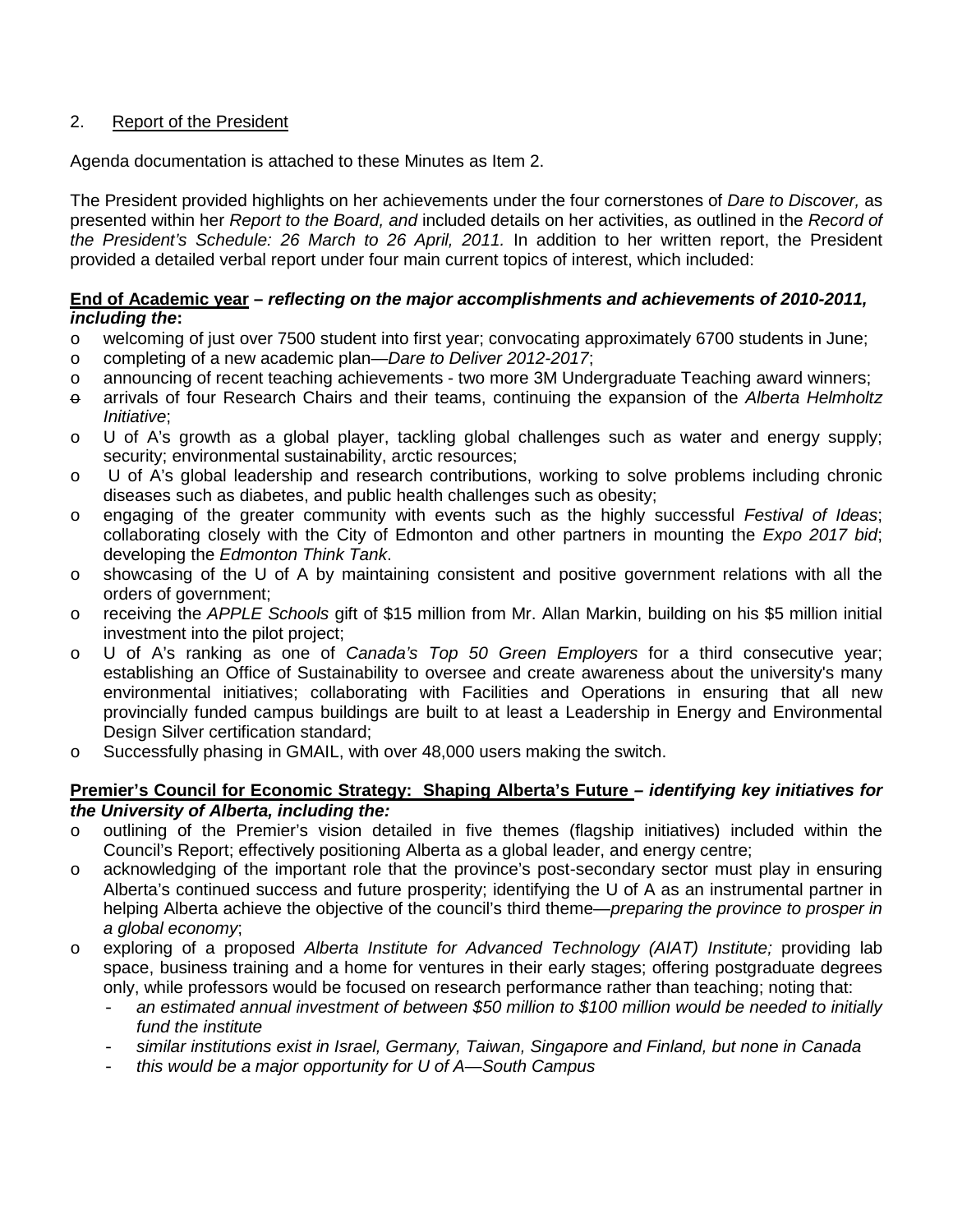## 2. Report of the President

Agenda documentation is attached to these Minutes as Item 2.

The President provided highlights on her achievements under the four cornerstones of *Dare to Discover,* as presented within her *Report to the Board, and* included details on her activities, as outlined in the *Record of the President's Schedule: 26 March to 26 April, 2011.* In addition to her written report, the President provided a detailed verbal report under four main current topics of interest, which included:

**End of Academic year – *reflecting on the major accomplishments and achievements of 2010-2011, including the*:**

- welcoming of just over 7500 student into first year; convocating approximately 6700 students in June;
- completing of a new academic plan—*Dare to Deliver 2012-2017*;
- announcing of recent teaching achievements - two more 3M Undergraduate Teaching award winners;
- arrivals of four Research Chairs and their teams, continuing the expansion of the *Alberta Helmholtz Initiative*;
- U of A's growth as a global player, tackling global challenges such as water and energy supply; security; environmental sustainability, arctic resources;
- U of A's global leadership and research contributions, working to solve problems including chronic diseases such as diabetes, and public health challenges such as obesity;
- engaging of the greater community with events such as the highly successful *Festival of Ideas*; collaborating closely with the City of Edmonton and other partners in mounting the *Expo 2017 bid*; developing the *Edmonton Think Tank*.
- showcasing of the U of A by maintaining consistent and positive government relations with all the orders of government;
- receiving the *APPLE Schools* gift of $15 million from Mr. Allan Markin, building on his $5 million initial investment into the pilot project;
- U of A's ranking as one of *Canada's Top 50 Green Employers* for a third consecutive year; establishing an Office of Sustainability to oversee and create awareness about the university's many environmental initiatives; collaborating with Facilities and Operations in ensuring that all new provincially funded campus buildings are built to at least a Leadership in Energy and Environmental Design Silver certification standard;
- Successfully phasing in GMAIL, with over 48,000 users making the switch.

**Premier's Council for Economic Strategy: Shaping Alberta's Future – *identifying key initiatives for the University of Alberta, including the:***

- outlining of the Premier's vision detailed in five themes (flagship initiatives) included within the Council's Report; effectively positioning Alberta as a global leader, and energy centre;
- acknowledging of the important role that the province's post-secondary sector must play in ensuring Alberta's continued success and future prosperity; identifying the U of A as an instrumental partner in helping Alberta achieve the objective of the council's third theme—*preparing the province to prosper in a global economy*;
- exploring of a proposed *Alberta Institute for Advanced Technology (AIAT) Institute;* providing lab space, business training and a home for ventures in their early stages; offering postgraduate degrees only, while professors would be focused on research performance rather than teaching; noting that:
  - *an estimated annual investment of between $50 million to $100 million would be needed to initially fund the institute*
  - *similar institutions exist in Israel, Germany, Taiwan, Singapore and Finland, but none in Canada*
  - *this would be a major opportunity for U of A—South Campus*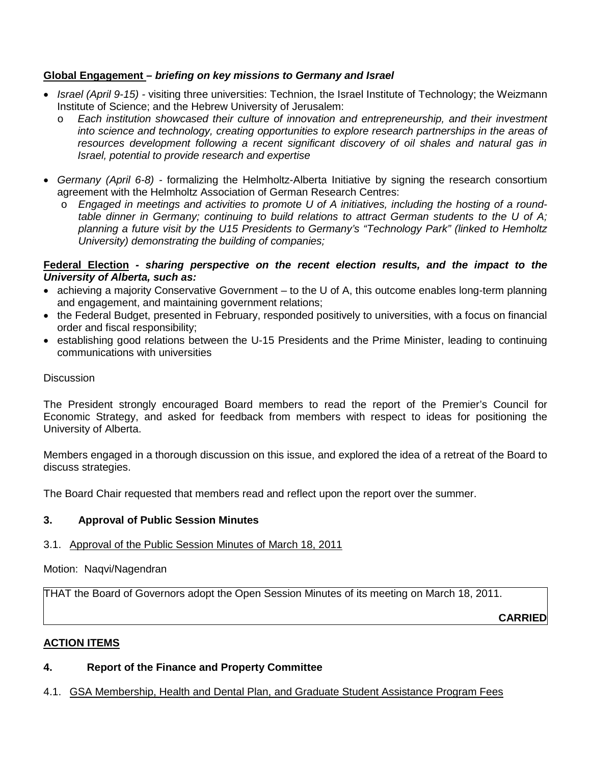**Global Engagement** – ***briefing on key missions to Germany and Israel***

- *Israel (April 9-15)* - visiting three universities: Technion, the Israel Institute of Technology; the Weizmann Institute of Science; and the Hebrew University of Jerusalem:
  - *Each institution showcased their culture of innovation and entrepreneurship, and their investment into science and technology, creating opportunities to explore research partnerships in the areas of resources development following a recent significant discovery of oil shales and natural gas in Israel, potential to provide research and expertise*

- *Germany (April 6-8)* - formalizing the Helmholtz-Alberta Initiative by signing the research consortium agreement with the Helmholtz Association of German Research Centres:
  - *Engaged in meetings and activities to promote U of A initiatives, including the hosting of a round-table dinner in Germany; continuing to build relations to attract German students to the U of A; planning a future visit by the U15 Presidents to Germany's "Technology Park" (linked to Hemholtz University) demonstrating the building of companies;*

**Federal Election** ***- sharing perspective on the recent election results, and the impact to the University of Alberta, such as:***

- achieving a majority Conservative Government – to the U of A, this outcome enables long-term planning and engagement, and maintaining government relations;
- the Federal Budget, presented in February, responded positively to universities, with a focus on financial order and fiscal responsibility;
- establishing good relations between the U-15 Presidents and the Prime Minister, leading to continuing communications with universities

Discussion

The President strongly encouraged Board members to read the report of the Premier's Council for Economic Strategy, and asked for feedback from members with respect to ideas for positioning the University of Alberta.

Members engaged in a thorough discussion on this issue, and explored the idea of a retreat of the Board to discuss strategies.

The Board Chair requested that members read and reflect upon the report over the summer.

### 3. Approval of Public Session Minutes

3.1. Approval of the Public Session Minutes of March 18, 2011

Motion: Naqvi/Nagendran

THAT the Board of Governors adopt the Open Session Minutes of its meeting on March 18, 2011.

**CARRIED**

## ACTION ITEMS

### 4. Report of the Finance and Property Committee

4.1. GSA Membership, Health and Dental Plan, and Graduate Student Assistance Program Fees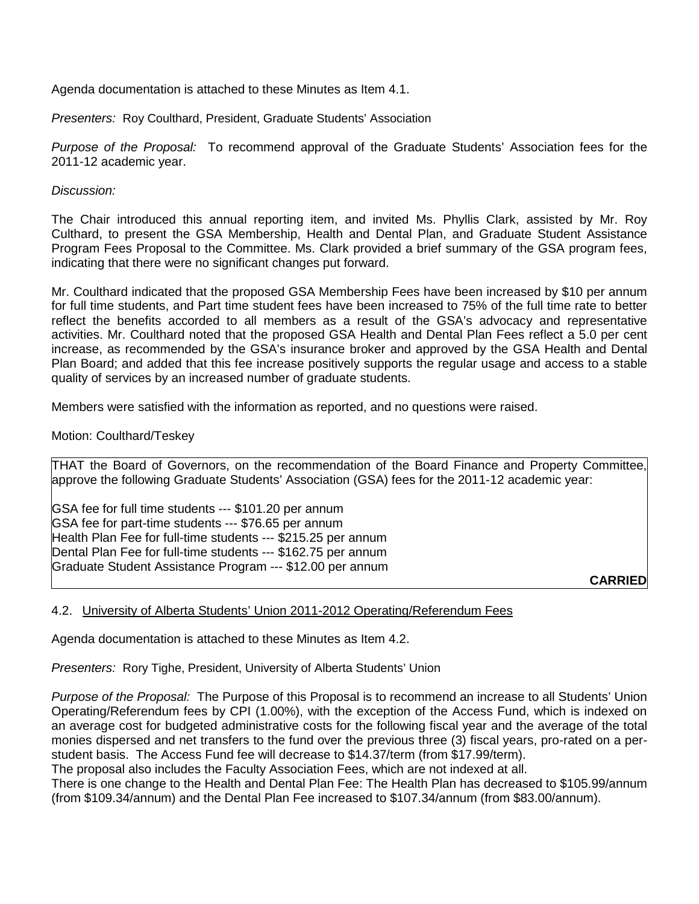Agenda documentation is attached to these Minutes as Item 4.1.

*Presenters:* Roy Coulthard, President, Graduate Students' Association

*Purpose of the Proposal:* To recommend approval of the Graduate Students' Association fees for the 2011-12 academic year.

*Discussion:*

The Chair introduced this annual reporting item, and invited Ms. Phyllis Clark, assisted by Mr. Roy Culthard, to present the GSA Membership, Health and Dental Plan, and Graduate Student Assistance Program Fees Proposal to the Committee. Ms. Clark provided a brief summary of the GSA program fees, indicating that there were no significant changes put forward.

Mr. Coulthard indicated that the proposed GSA Membership Fees have been increased by $10 per annum for full time students, and Part time student fees have been increased to 75% of the full time rate to better reflect the benefits accorded to all members as a result of the GSA's advocacy and representative activities. Mr. Coulthard noted that the proposed GSA Health and Dental Plan Fees reflect a 5.0 per cent increase, as recommended by the GSA's insurance broker and approved by the GSA Health and Dental Plan Board; and added that this fee increase positively supports the regular usage and access to a stable quality of services by an increased number of graduate students.

Members were satisfied with the information as reported, and no questions were raised.

Motion: Coulthard/Teskey

THAT the Board of Governors, on the recommendation of the Board Finance and Property Committee, approve the following Graduate Students' Association (GSA) fees for the 2011-12 academic year:

GSA fee for full time students --- $101.20 per annum
GSA fee for part-time students --- $76.65 per annum
Health Plan Fee for full-time students --- $215.25 per annum
Dental Plan Fee for full-time students --- $162.75 per annum
Graduate Student Assistance Program --- $12.00 per annum

**CARRIED**

## 4.2. University of Alberta Students' Union 2011-2012 Operating/Referendum Fees

Agenda documentation is attached to these Minutes as Item 4.2.

*Presenters:* Rory Tighe, President, University of Alberta Students' Union

*Purpose of the Proposal:* The Purpose of this Proposal is to recommend an increase to all Students' Union Operating/Referendum fees by CPI (1.00%), with the exception of the Access Fund, which is indexed on an average cost for budgeted administrative costs for the following fiscal year and the average of the total monies dispersed and net transfers to the fund over the previous three (3) fiscal years, pro-rated on a per-student basis. The Access Fund fee will decrease to $14.37/term (from $17.99/term).

The proposal also includes the Faculty Association Fees, which are not indexed at all.

There is one change to the Health and Dental Plan Fee: The Health Plan has decreased to $105.99/annum (from $109.34/annum) and the Dental Plan Fee increased to $107.34/annum (from $83.00/annum).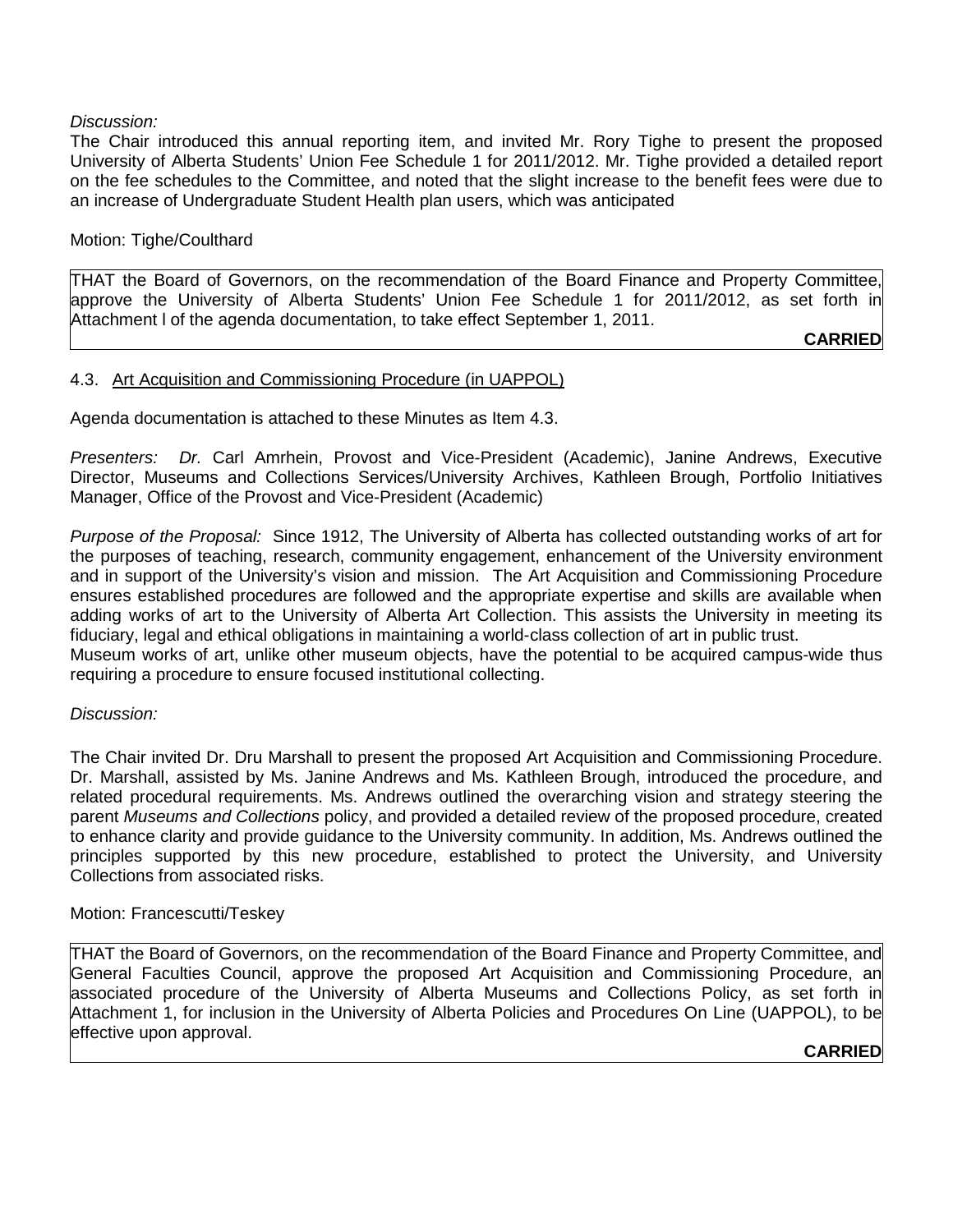*Discussion:*
The Chair introduced this annual reporting item, and invited Mr. Rory Tighe to present the proposed University of Alberta Students' Union Fee Schedule 1 for 2011/2012. Mr. Tighe provided a detailed report on the fee schedules to the Committee, and noted that the slight increase to the benefit fees were due to an increase of Undergraduate Student Health plan users, which was anticipated

Motion: Tighe/Coulthard

> THAT the Board of Governors, on the recommendation of the Board Finance and Property Committee, approve the University of Alberta Students' Union Fee Schedule 1 for 2011/2012, as set forth in Attachment l of the agenda documentation, to take effect September 1, 2011.
>
> **CARRIED**

4.3. Art Acquisition and Commissioning Procedure (in UAPPOL)

Agenda documentation is attached to these Minutes as Item 4.3.

*Presenters: Dr.* Carl Amrhein, Provost and Vice-President (Academic), Janine Andrews, Executive Director, Museums and Collections Services/University Archives, Kathleen Brough, Portfolio Initiatives Manager, Office of the Provost and Vice-President (Academic)

*Purpose of the Proposal:* Since 1912, The University of Alberta has collected outstanding works of art for the purposes of teaching, research, community engagement, enhancement of the University environment and in support of the University's vision and mission. The Art Acquisition and Commissioning Procedure ensures established procedures are followed and the appropriate expertise and skills are available when adding works of art to the University of Alberta Art Collection. This assists the University in meeting its fiduciary, legal and ethical obligations in maintaining a world-class collection of art in public trust.
Museum works of art, unlike other museum objects, have the potential to be acquired campus-wide thus requiring a procedure to ensure focused institutional collecting.

*Discussion:*

The Chair invited Dr. Dru Marshall to present the proposed Art Acquisition and Commissioning Procedure. Dr. Marshall, assisted by Ms. Janine Andrews and Ms. Kathleen Brough, introduced the procedure, and related procedural requirements. Ms. Andrews outlined the overarching vision and strategy steering the parent *Museums and Collections* policy, and provided a detailed review of the proposed procedure, created to enhance clarity and provide guidance to the University community. In addition, Ms. Andrews outlined the principles supported by this new procedure, established to protect the University, and University Collections from associated risks.

Motion: Francescutti/Teskey

> THAT the Board of Governors, on the recommendation of the Board Finance and Property Committee, and General Faculties Council, approve the proposed Art Acquisition and Commissioning Procedure, an associated procedure of the University of Alberta Museums and Collections Policy, as set forth in Attachment 1, for inclusion in the University of Alberta Policies and Procedures On Line (UAPPOL), to be effective upon approval.
>
> **CARRIED**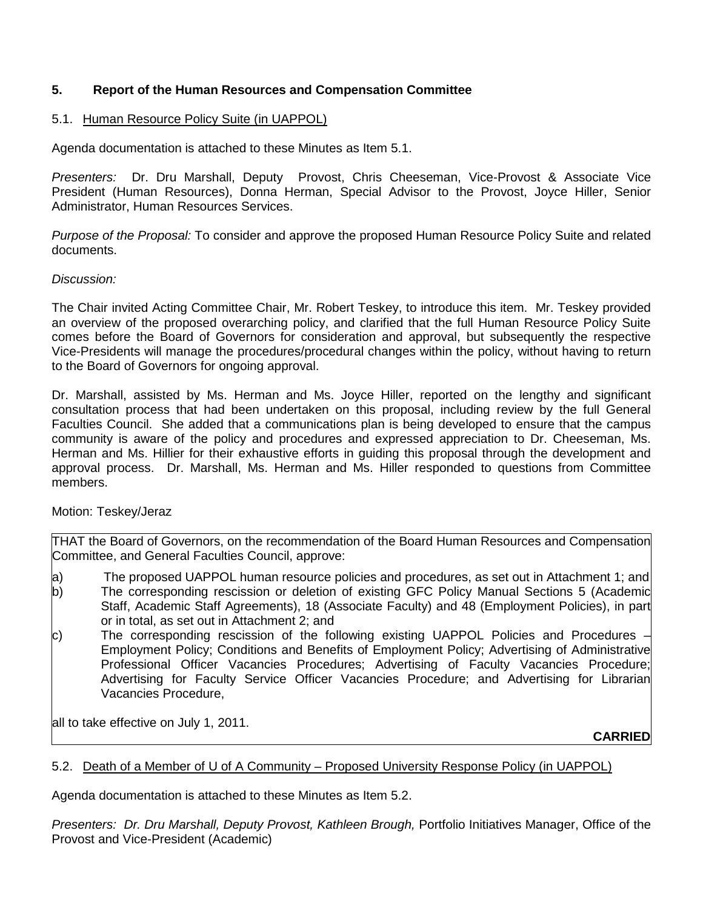## 5. Report of the Human Resources and Compensation Committee

### 5.1. Human Resource Policy Suite (in UAPPOL)

Agenda documentation is attached to these Minutes as Item 5.1.

*Presenters:* Dr. Dru Marshall, Deputy Provost, Chris Cheeseman, Vice-Provost & Associate Vice President (Human Resources), Donna Herman, Special Advisor to the Provost, Joyce Hiller, Senior Administrator, Human Resources Services.

*Purpose of the Proposal:* To consider and approve the proposed Human Resource Policy Suite and related documents.

*Discussion:*

The Chair invited Acting Committee Chair, Mr. Robert Teskey, to introduce this item. Mr. Teskey provided an overview of the proposed overarching policy, and clarified that the full Human Resource Policy Suite comes before the Board of Governors for consideration and approval, but subsequently the respective Vice-Presidents will manage the procedures/procedural changes within the policy, without having to return to the Board of Governors for ongoing approval.

Dr. Marshall, assisted by Ms. Herman and Ms. Joyce Hiller, reported on the lengthy and significant consultation process that had been undertaken on this proposal, including review by the full General Faculties Council. She added that a communications plan is being developed to ensure that the campus community is aware of the policy and procedures and expressed appreciation to Dr. Cheeseman, Ms. Herman and Ms. Hillier for their exhaustive efforts in guiding this proposal through the development and approval process. Dr. Marshall, Ms. Herman and Ms. Hiller responded to questions from Committee members.

Motion: Teskey/Jeraz

THAT the Board of Governors, on the recommendation of the Board Human Resources and Compensation Committee, and General Faculties Council, approve:

a) The proposed UAPPOL human resource policies and procedures, as set out in Attachment 1; and
b) The corresponding rescission or deletion of existing GFC Policy Manual Sections 5 (Academic Staff, Academic Staff Agreements), 18 (Associate Faculty) and 48 (Employment Policies), in part or in total, as set out in Attachment 2; and
c) The corresponding rescission of the following existing UAPPOL Policies and Procedures – Employment Policy; Conditions and Benefits of Employment Policy; Advertising of Administrative Professional Officer Vacancies Procedures; Advertising of Faculty Vacancies Procedure; Advertising for Faculty Service Officer Vacancies Procedure; and Advertising for Librarian Vacancies Procedure,

all to take effective on July 1, 2011.

**CARRIED**

### 5.2. Death of a Member of U of A Community – Proposed University Response Policy (in UAPPOL)

Agenda documentation is attached to these Minutes as Item 5.2.

*Presenters: Dr. Dru Marshall, Deputy Provost, Kathleen Brough,* Portfolio Initiatives Manager, Office of the Provost and Vice-President (Academic)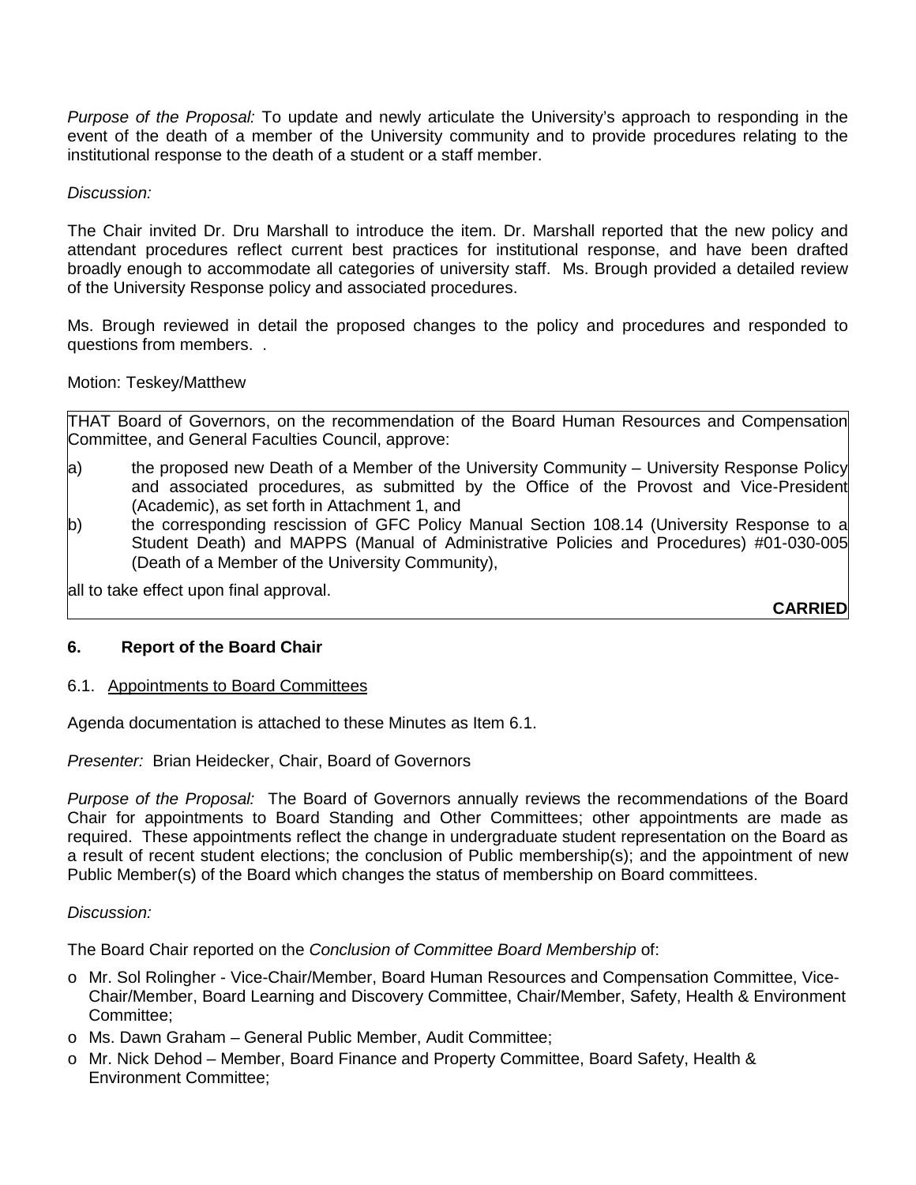*Purpose of the Proposal:* To update and newly articulate the University's approach to responding in the event of the death of a member of the University community and to provide procedures relating to the institutional response to the death of a student or a staff member.

*Discussion:*

The Chair invited Dr. Dru Marshall to introduce the item. Dr. Marshall reported that the new policy and attendant procedures reflect current best practices for institutional response, and have been drafted broadly enough to accommodate all categories of university staff. Ms. Brough provided a detailed review of the University Response policy and associated procedures.

Ms. Brough reviewed in detail the proposed changes to the policy and procedures and responded to questions from members. .

Motion: Teskey/Matthew

> THAT Board of Governors, on the recommendation of the Board Human Resources and Compensation Committee, and General Faculties Council, approve:
>
> a) the proposed new Death of a Member of the University Community – University Response Policy and associated procedures, as submitted by the Office of the Provost and Vice-President (Academic), as set forth in Attachment 1, and
>
> b) the corresponding rescission of GFC Policy Manual Section 108.14 (University Response to a Student Death) and MAPPS (Manual of Administrative Policies and Procedures) #01-030-005 (Death of a Member of the University Community),
>
> all to take effect upon final approval.
>
> **CARRIED**

## 6. Report of the Board Chair

6.1. <u>Appointments to Board Committees</u>

Agenda documentation is attached to these Minutes as Item 6.1.

*Presenter:* Brian Heidecker, Chair, Board of Governors

*Purpose of the Proposal:* The Board of Governors annually reviews the recommendations of the Board Chair for appointments to Board Standing and Other Committees; other appointments are made as required. These appointments reflect the change in undergraduate student representation on the Board as a result of recent student elections; the conclusion of Public membership(s); and the appointment of new Public Member(s) of the Board which changes the status of membership on Board committees.

*Discussion:*

The Board Chair reported on the *Conclusion of Committee Board Membership* of:

- Mr. Sol Rolingher - Vice-Chair/Member, Board Human Resources and Compensation Committee, Vice-Chair/Member, Board Learning and Discovery Committee, Chair/Member, Safety, Health & Environment Committee;
- Ms. Dawn Graham – General Public Member, Audit Committee;
- Mr. Nick Dehod – Member, Board Finance and Property Committee, Board Safety, Health & Environment Committee;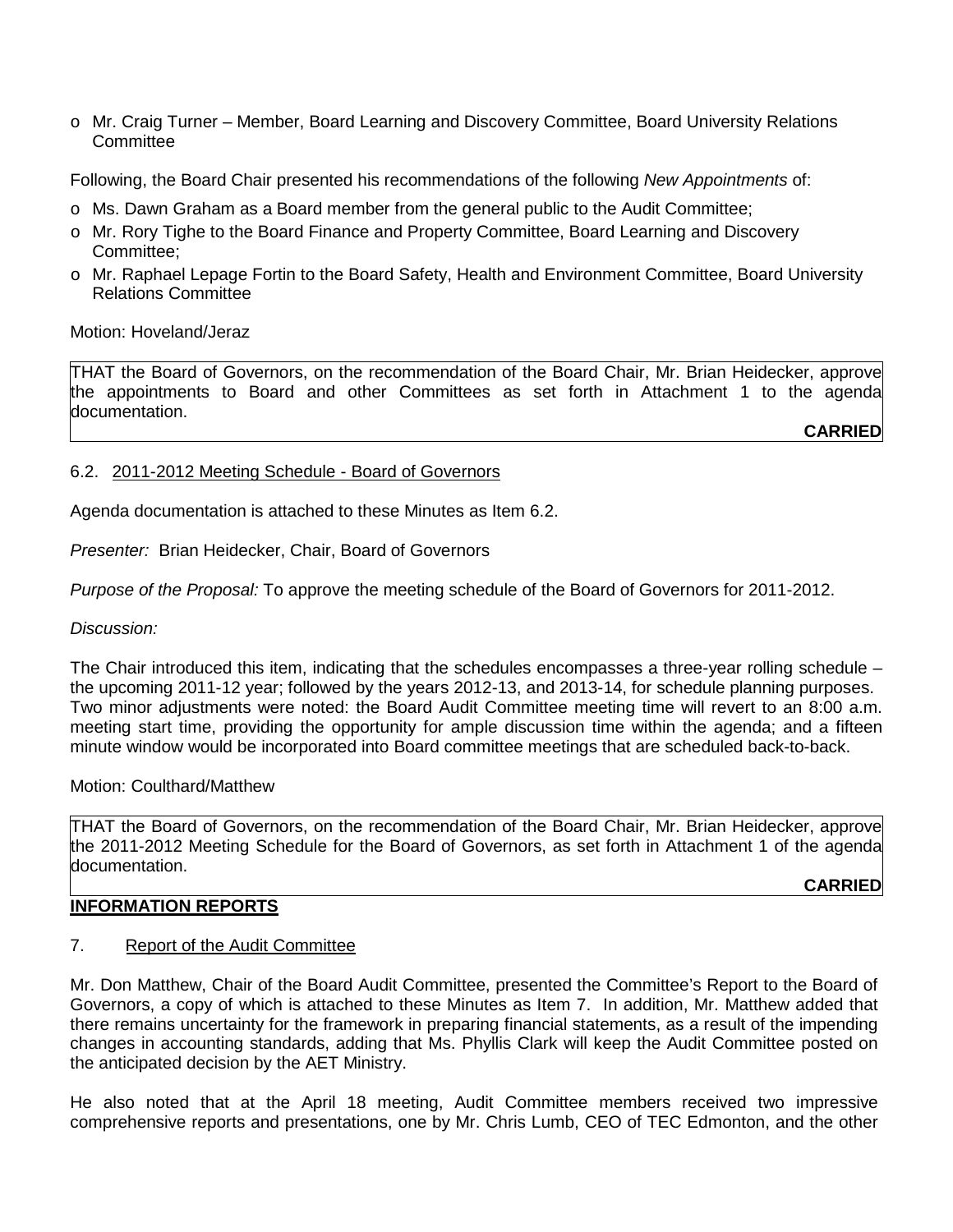- Mr. Craig Turner – Member, Board Learning and Discovery Committee, Board University Relations Committee

Following, the Board Chair presented his recommendations of the following *New Appointments* of:

- Ms. Dawn Graham as a Board member from the general public to the Audit Committee;
- Mr. Rory Tighe to the Board Finance and Property Committee, Board Learning and Discovery Committee;
- Mr. Raphael Lepage Fortin to the Board Safety, Health and Environment Committee, Board University Relations Committee

Motion: Hoveland/Jeraz

THAT the Board of Governors, on the recommendation of the Board Chair, Mr. Brian Heidecker, approve the appointments to Board and other Committees as set forth in Attachment 1 to the agenda documentation.

**CARRIED**

6.2. 2011-2012 Meeting Schedule - Board of Governors

Agenda documentation is attached to these Minutes as Item 6.2.

*Presenter:* Brian Heidecker, Chair, Board of Governors

*Purpose of the Proposal:* To approve the meeting schedule of the Board of Governors for 2011-2012.

*Discussion:*

The Chair introduced this item, indicating that the schedules encompasses a three-year rolling schedule – the upcoming 2011-12 year; followed by the years 2012-13, and 2013-14, for schedule planning purposes. Two minor adjustments were noted: the Board Audit Committee meeting time will revert to an 8:00 a.m. meeting start time, providing the opportunity for ample discussion time within the agenda; and a fifteen minute window would be incorporated into Board committee meetings that are scheduled back-to-back.

Motion: Coulthard/Matthew

THAT the Board of Governors, on the recommendation of the Board Chair, Mr. Brian Heidecker, approve the 2011-2012 Meeting Schedule for the Board of Governors, as set forth in Attachment 1 of the agenda documentation.

**CARRIED**

**INFORMATION REPORTS**

7. Report of the Audit Committee

Mr. Don Matthew, Chair of the Board Audit Committee, presented the Committee's Report to the Board of Governors, a copy of which is attached to these Minutes as Item 7. In addition, Mr. Matthew added that there remains uncertainty for the framework in preparing financial statements, as a result of the impending changes in accounting standards, adding that Ms. Phyllis Clark will keep the Audit Committee posted on the anticipated decision by the AET Ministry.

He also noted that at the April 18 meeting, Audit Committee members received two impressive comprehensive reports and presentations, one by Mr. Chris Lumb, CEO of TEC Edmonton, and the other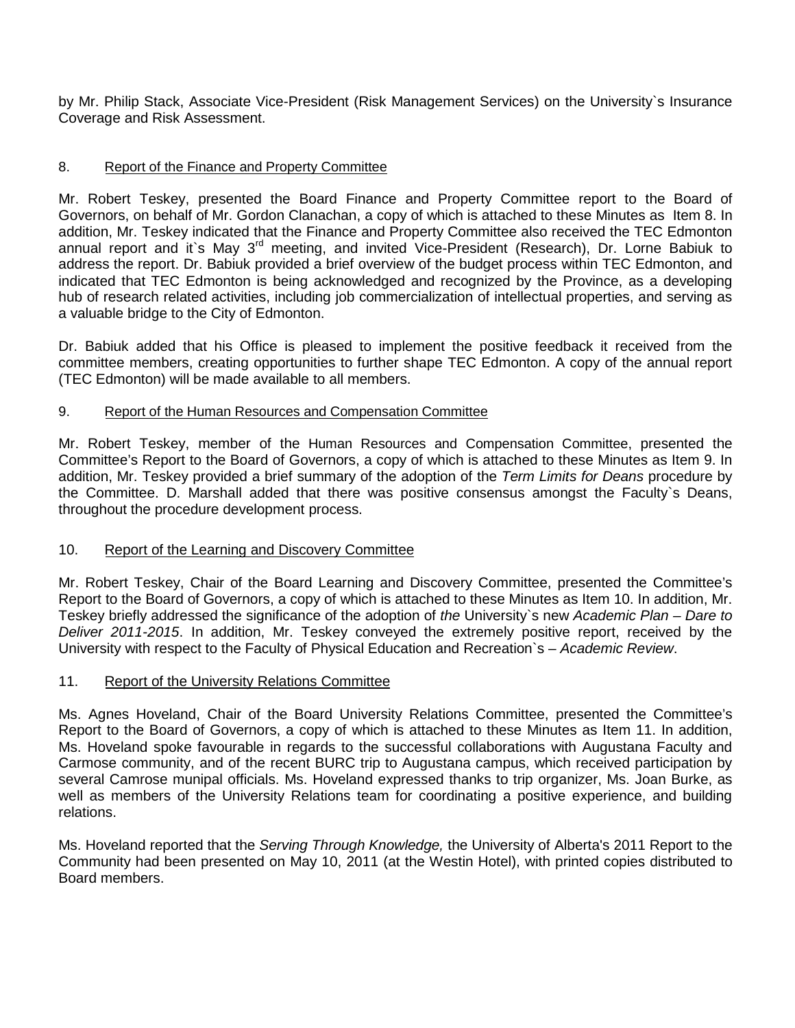by Mr. Philip Stack, Associate Vice-President (Risk Management Services) on the University`s Insurance Coverage and Risk Assessment.

8. Report of the Finance and Property Committee

Mr. Robert Teskey, presented the Board Finance and Property Committee report to the Board of Governors, on behalf of Mr. Gordon Clanachan, a copy of which is attached to these Minutes as Item 8. In addition, Mr. Teskey indicated that the Finance and Property Committee also received the TEC Edmonton annual report and it`s May 3rd meeting, and invited Vice-President (Research), Dr. Lorne Babiuk to address the report. Dr. Babiuk provided a brief overview of the budget process within TEC Edmonton, and indicated that TEC Edmonton is being acknowledged and recognized by the Province, as a developing hub of research related activities, including job commercialization of intellectual properties, and serving as a valuable bridge to the City of Edmonton.

Dr. Babiuk added that his Office is pleased to implement the positive feedback it received from the committee members, creating opportunities to further shape TEC Edmonton. A copy of the annual report (TEC Edmonton) will be made available to all members.

9. Report of the Human Resources and Compensation Committee

Mr. Robert Teskey, member of the Human Resources and Compensation Committee, presented the Committee's Report to the Board of Governors, a copy of which is attached to these Minutes as Item 9. In addition, Mr. Teskey provided a brief summary of the adoption of the *Term Limits for Deans* procedure by the Committee. D. Marshall added that there was positive consensus amongst the Faculty`s Deans, throughout the procedure development process.

10. Report of the Learning and Discovery Committee

Mr. Robert Teskey, Chair of the Board Learning and Discovery Committee, presented the Committee's Report to the Board of Governors, a copy of which is attached to these Minutes as Item 10. In addition, Mr. Teskey briefly addressed the significance of the adoption of *the* University`s new *Academic Plan – Dare to Deliver 2011-2015*. In addition, Mr. Teskey conveyed the extremely positive report, received by the University with respect to the Faculty of Physical Education and Recreation`s – *Academic Review*.

11. Report of the University Relations Committee

Ms. Agnes Hoveland, Chair of the Board University Relations Committee, presented the Committee's Report to the Board of Governors, a copy of which is attached to these Minutes as Item 11. In addition, Ms. Hoveland spoke favourable in regards to the successful collaborations with Augustana Faculty and Carmose community, and of the recent BURC trip to Augustana campus, which received participation by several Camrose munipal officials. Ms. Hoveland expressed thanks to trip organizer, Ms. Joan Burke, as well as members of the University Relations team for coordinating a positive experience, and building relations.

Ms. Hoveland reported that the *Serving Through Knowledge,* the University of Alberta's 2011 Report to the Community had been presented on May 10, 2011 (at the Westin Hotel), with printed copies distributed to Board members.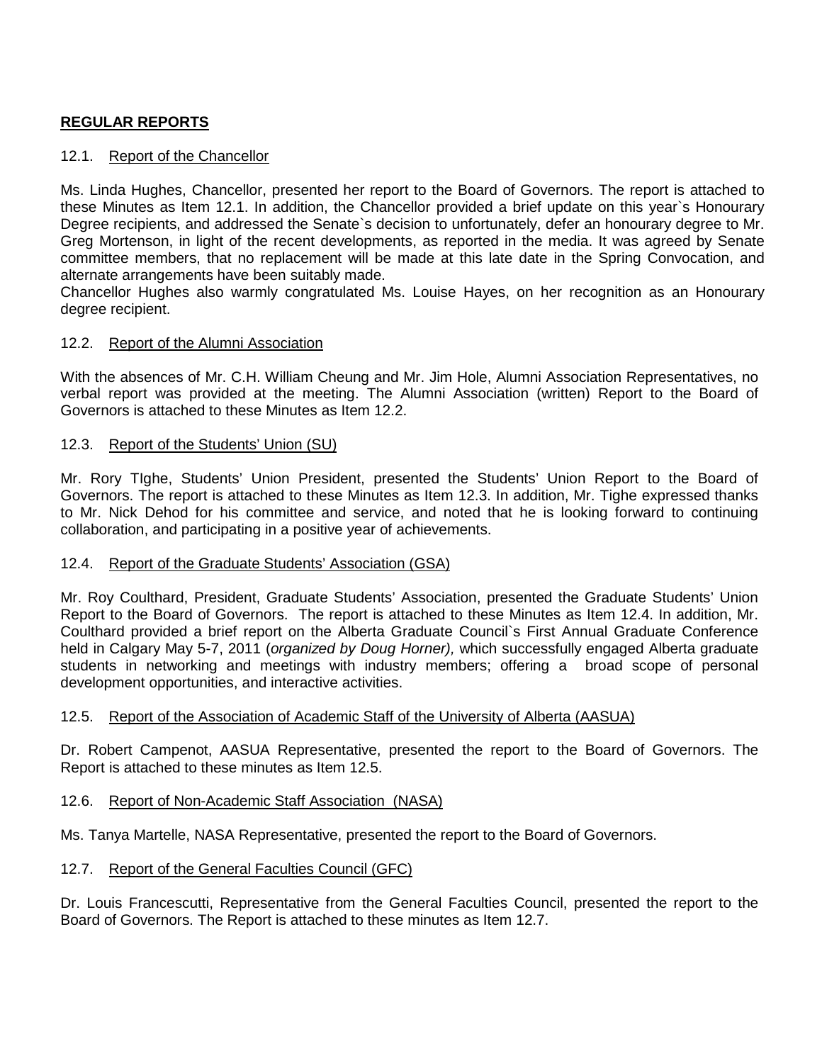**REGULAR REPORTS**

12.1. Report of the Chancellor

Ms. Linda Hughes, Chancellor, presented her report to the Board of Governors. The report is attached to these Minutes as Item 12.1. In addition, the Chancellor provided a brief update on this year`s Honourary Degree recipients, and addressed the Senate`s decision to unfortunately, defer an honourary degree to Mr. Greg Mortenson, in light of the recent developments, as reported in the media. It was agreed by Senate committee members, that no replacement will be made at this late date in the Spring Convocation, and alternate arrangements have been suitably made.
Chancellor Hughes also warmly congratulated Ms. Louise Hayes, on her recognition as an Honourary degree recipient.

12.2. Report of the Alumni Association

With the absences of Mr. C.H. William Cheung and Mr. Jim Hole, Alumni Association Representatives, no verbal report was provided at the meeting. The Alumni Association (written) Report to the Board of Governors is attached to these Minutes as Item 12.2.

12.3. Report of the Students' Union (SU)

Mr. Rory TIghe, Students' Union President, presented the Students' Union Report to the Board of Governors. The report is attached to these Minutes as Item 12.3. In addition, Mr. Tighe expressed thanks to Mr. Nick Dehod for his committee and service, and noted that he is looking forward to continuing collaboration, and participating in a positive year of achievements.

12.4. Report of the Graduate Students' Association (GSA)

Mr. Roy Coulthard, President, Graduate Students' Association, presented the Graduate Students' Union Report to the Board of Governors. The report is attached to these Minutes as Item 12.4. In addition, Mr. Coulthard provided a brief report on the Alberta Graduate Council`s First Annual Graduate Conference held in Calgary May 5-7, 2011 (*organized by Doug Horner),* which successfully engaged Alberta graduate students in networking and meetings with industry members; offering a broad scope of personal development opportunities, and interactive activities.

12.5. Report of the Association of Academic Staff of the University of Alberta (AASUA)

Dr. Robert Campenot, AASUA Representative, presented the report to the Board of Governors. The Report is attached to these minutes as Item 12.5.

12.6. Report of Non-Academic Staff Association (NASA)

Ms. Tanya Martelle, NASA Representative, presented the report to the Board of Governors.

12.7. Report of the General Faculties Council (GFC)

Dr. Louis Francescutti, Representative from the General Faculties Council, presented the report to the Board of Governors. The Report is attached to these minutes as Item 12.7.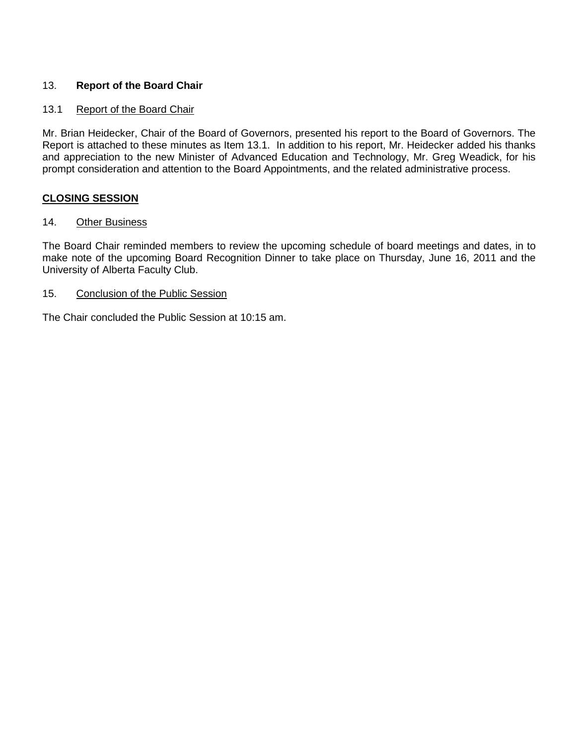## 13. **Report of the Board Chair**

13.1 Report of the Board Chair

Mr. Brian Heidecker, Chair of the Board of Governors, presented his report to the Board of Governors. The Report is attached to these minutes as Item 13.1. In addition to his report, Mr. Heidecker added his thanks and appreciation to the new Minister of Advanced Education and Technology, Mr. Greg Weadick, for his prompt consideration and attention to the Board Appointments, and the related administrative process.

## **CLOSING SESSION**

14. Other Business

The Board Chair reminded members to review the upcoming schedule of board meetings and dates, in to make note of the upcoming Board Recognition Dinner to take place on Thursday, June 16, 2011 and the University of Alberta Faculty Club.

15. Conclusion of the Public Session

The Chair concluded the Public Session at 10:15 am.